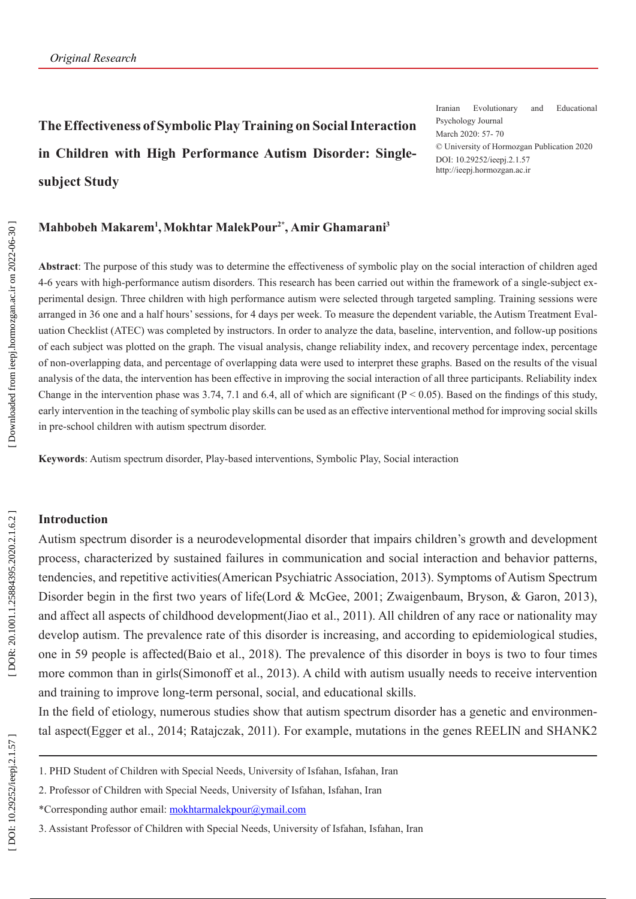*Original Research*

Iranian Evolutionary and Educational Psychology Journal
March 2020: 57- 70
© University of Hormozgan Publication 2020
DOI: 10.29252/ieepj.2.1.57
http://ieepj.hormozgan.ac.ir

# The Effectiveness of Symbolic Play Training on Social Interaction in Children with High Performance Autism Disorder: Single-subject Study

**Mahbobeh Makarem[1], Mokhtar MalekPour[2*], Amir Ghamarani[3]**

**Abstract**: The purpose of this study was to determine the effectiveness of symbolic play on the social interaction of children aged 4-6 years with high-performance autism disorders. This research has been carried out within the framework of a single-subject experimental design. Three children with high performance autism were selected through targeted sampling. Training sessions were arranged in 36 one and a half hours' sessions, for 4 days per week. To measure the dependent variable, the Autism Treatment Evaluation Checklist (ATEC) was completed by instructors. In order to analyze the data, baseline, intervention, and follow-up positions of each subject was plotted on the graph. The visual analysis, change reliability index, and recovery percentage index, percentage of non-overlapping data, and percentage of overlapping data were used to interpret these graphs. Based on the results of the visual analysis of the data, the intervention has been effective in improving the social interaction of all three participants. Reliability index Change in the intervention phase was 3.74, 7.1 and 6.4, all of which are significant ($P < 0.05$). Based on the findings of this study, early intervention in the teaching of symbolic play skills can be used as an effective interventional method for improving social skills in pre-school children with autism spectrum disorder.

**Keywords**: Autism spectrum disorder, Play-based interventions, Symbolic Play, Social interaction

## Introduction

Autism spectrum disorder is a neurodevelopmental disorder that impairs children's growth and development process, characterized by sustained failures in communication and social interaction and behavior patterns, tendencies, and repetitive activities(American Psychiatric Association, 2013). Symptoms of Autism Spectrum Disorder begin in the first two years of life(Lord & McGee, 2001; Zwaigenbaum, Bryson, & Garon, 2013), and affect all aspects of childhood development(Jiao et al., 2011). All children of any race or nationality may develop autism. The prevalence rate of this disorder is increasing, and according to epidemiological studies, one in 59 people is affected(Baio et al., 2018). The prevalence of this disorder in boys is two to four times more common than in girls(Simonoff et al., 2013). A child with autism usually needs to receive intervention and training to improve long-term personal, social, and educational skills.

In the field of etiology, numerous studies show that autism spectrum disorder has a genetic and environmental aspect(Egger et al., 2014; Ratajczak, 2011). For example, mutations in the genes REELIN and SHANK2

---

1. PHD Student of Children with Special Needs, University of Isfahan, Isfahan, Iran
2. Professor of Children with Special Needs, University of Isfahan, Isfahan, Iran

*Corresponding author email: mokhtarmalekpour@ymail.com

3. Assistant Professor of Children with Special Needs, University of Isfahan, Isfahan, Iran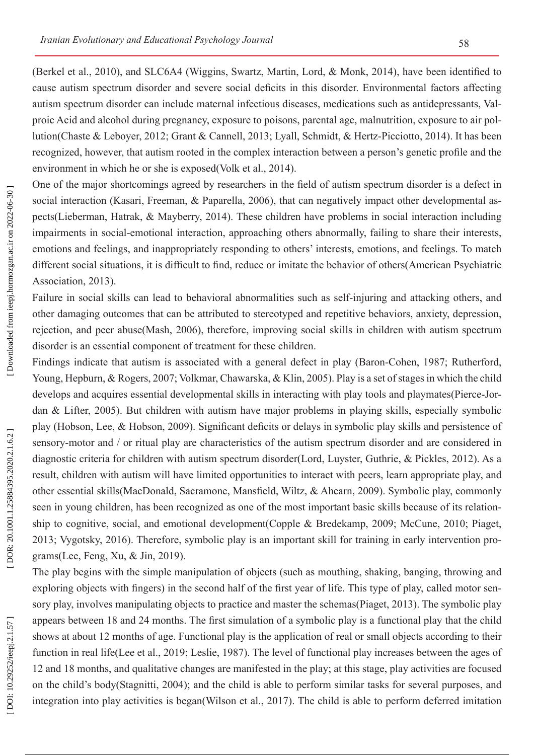(Berkel et al., 2010), and SLC6A4 (Wiggins, Swartz, Martin, Lord, & Monk, 2014), have been identified to cause autism spectrum disorder and severe social deficits in this disorder. Environmental factors affecting autism spectrum disorder can include maternal infectious diseases, medications such as antidepressants, Valproic Acid and alcohol during pregnancy, exposure to poisons, parental age, malnutrition, exposure to air pollution(Chaste & Leboyer, 2012; Grant & Cannell, 2013; Lyall, Schmidt, & Hertz-Picciotto, 2014). It has been recognized, however, that autism rooted in the complex interaction between a person's genetic profile and the environment in which he or she is exposed(Volk et al., 2014).

One of the major shortcomings agreed by researchers in the field of autism spectrum disorder is a defect in social interaction (Kasari, Freeman, & Paparella, 2006), that can negatively impact other developmental aspects(Lieberman, Hatrak, & Mayberry, 2014). These children have problems in social interaction including impairments in social-emotional interaction, approaching others abnormally, failing to share their interests, emotions and feelings, and inappropriately responding to others' interests, emotions, and feelings. To match different social situations, it is difficult to find, reduce or imitate the behavior of others(American Psychiatric Association, 2013).

Failure in social skills can lead to behavioral abnormalities such as self-injuring and attacking others, and other damaging outcomes that can be attributed to stereotyped and repetitive behaviors, anxiety, depression, rejection, and peer abuse(Mash, 2006), therefore, improving social skills in children with autism spectrum disorder is an essential component of treatment for these children.

Findings indicate that autism is associated with a general defect in play (Baron-Cohen, 1987; Rutherford, Young, Hepburn, & Rogers, 2007; Volkmar, Chawarska, & Klin, 2005). Play is a set of stages in which the child develops and acquires essential developmental skills in interacting with play tools and playmates(Pierce-Jordan & Lifter, 2005). But children with autism have major problems in playing skills, especially symbolic play (Hobson, Lee, & Hobson, 2009). Significant deficits or delays in symbolic play skills and persistence of sensory-motor and / or ritual play are characteristics of the autism spectrum disorder and are considered in diagnostic criteria for children with autism spectrum disorder(Lord, Luyster, Guthrie, & Pickles, 2012). As a result, children with autism will have limited opportunities to interact with peers, learn appropriate play, and other essential skills(MacDonald, Sacramone, Mansfield, Wiltz, & Ahearn, 2009). Symbolic play, commonly seen in young children, has been recognized as one of the most important basic skills because of its relationship to cognitive, social, and emotional development(Copple & Bredekamp, 2009; McCune, 2010; Piaget, 2013; Vygotsky, 2016). Therefore, symbolic play is an important skill for training in early intervention programs(Lee, Feng, Xu, & Jin, 2019).

The play begins with the simple manipulation of objects (such as mouthing, shaking, banging, throwing and exploring objects with fingers) in the second half of the first year of life. This type of play, called motor sensory play, involves manipulating objects to practice and master the schemas(Piaget, 2013). The symbolic play appears between 18 and 24 months. The first simulation of a symbolic play is a functional play that the child shows at about 12 months of age. Functional play is the application of real or small objects according to their function in real life(Lee et al., 2019; Leslie, 1987). The level of functional play increases between the ages of 12 and 18 months, and qualitative changes are manifested in the play; at this stage, play activities are focused on the child's body(Stagnitti, 2004); and the child is able to perform similar tasks for several purposes, and integration into play activities is began(Wilson et al., 2017). The child is able to perform deferred imitation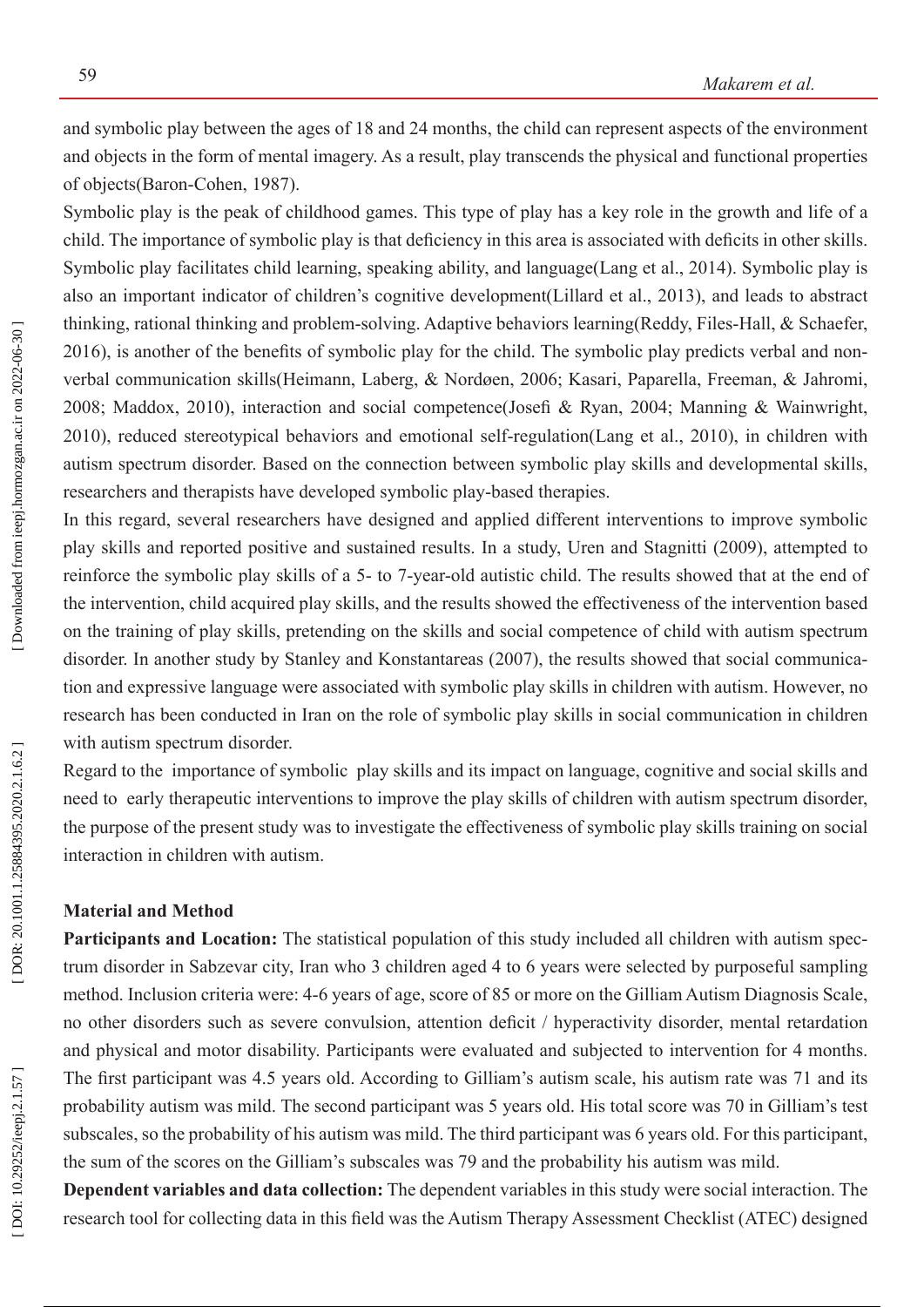and symbolic play between the ages of 18 and 24 months, the child can represent aspects of the environment and objects in the form of mental imagery. As a result, play transcends the physical and functional properties of objects(Baron-Cohen, 1987).

Symbolic play is the peak of childhood games. This type of play has a key role in the growth and life of a child. The importance of symbolic play is that deficiency in this area is associated with deficits in other skills. Symbolic play facilitates child learning, speaking ability, and language(Lang et al., 2014). Symbolic play is also an important indicator of children's cognitive development(Lillard et al., 2013), and leads to abstract thinking, rational thinking and problem-solving. Adaptive behaviors learning(Reddy, Files-Hall, & Schaefer, 2016), is another of the benefits of symbolic play for the child. The symbolic play predicts verbal and non-verbal communication skills(Heimann, Laberg, & Nordøen, 2006; Kasari, Paparella, Freeman, & Jahromi, 2008; Maddox, 2010), interaction and social competence(Josefi & Ryan, 2004; Manning & Wainwright, 2010), reduced stereotypical behaviors and emotional self-regulation(Lang et al., 2010), in children with autism spectrum disorder. Based on the connection between symbolic play skills and developmental skills, researchers and therapists have developed symbolic play-based therapies.

In this regard, several researchers have designed and applied different interventions to improve symbolic play skills and reported positive and sustained results. In a study, Uren and Stagnitti (2009), attempted to reinforce the symbolic play skills of a 5- to 7-year-old autistic child. The results showed that at the end of the intervention, child acquired play skills, and the results showed the effectiveness of the intervention based on the training of play skills, pretending on the skills and social competence of child with autism spectrum disorder. In another study by Stanley and Konstantareas (2007), the results showed that social communication and expressive language were associated with symbolic play skills in children with autism. However, no research has been conducted in Iran on the role of symbolic play skills in social communication in children with autism spectrum disorder.

Regard to the importance of symbolic play skills and its impact on language, cognitive and social skills and need to early therapeutic interventions to improve the play skills of children with autism spectrum disorder, the purpose of the present study was to investigate the effectiveness of symbolic play skills training on social interaction in children with autism.

## Material and Method

**Participants and Location:** The statistical population of this study included all children with autism spectrum disorder in Sabzevar city, Iran who 3 children aged 4 to 6 years were selected by purposeful sampling method. Inclusion criteria were: 4-6 years of age, score of 85 or more on the Gilliam Autism Diagnosis Scale, no other disorders such as severe convulsion, attention deficit / hyperactivity disorder, mental retardation and physical and motor disability. Participants were evaluated and subjected to intervention for 4 months. The first participant was 4.5 years old. According to Gilliam's autism scale, his autism rate was 71 and its probability autism was mild. The second participant was 5 years old. His total score was 70 in Gilliam's test subscales, so the probability of his autism was mild. The third participant was 6 years old. For this participant, the sum of the scores on the Gilliam's subscales was 79 and the probability his autism was mild.

**Dependent variables and data collection:** The dependent variables in this study were social interaction. The research tool for collecting data in this field was the Autism Therapy Assessment Checklist (ATEC) designed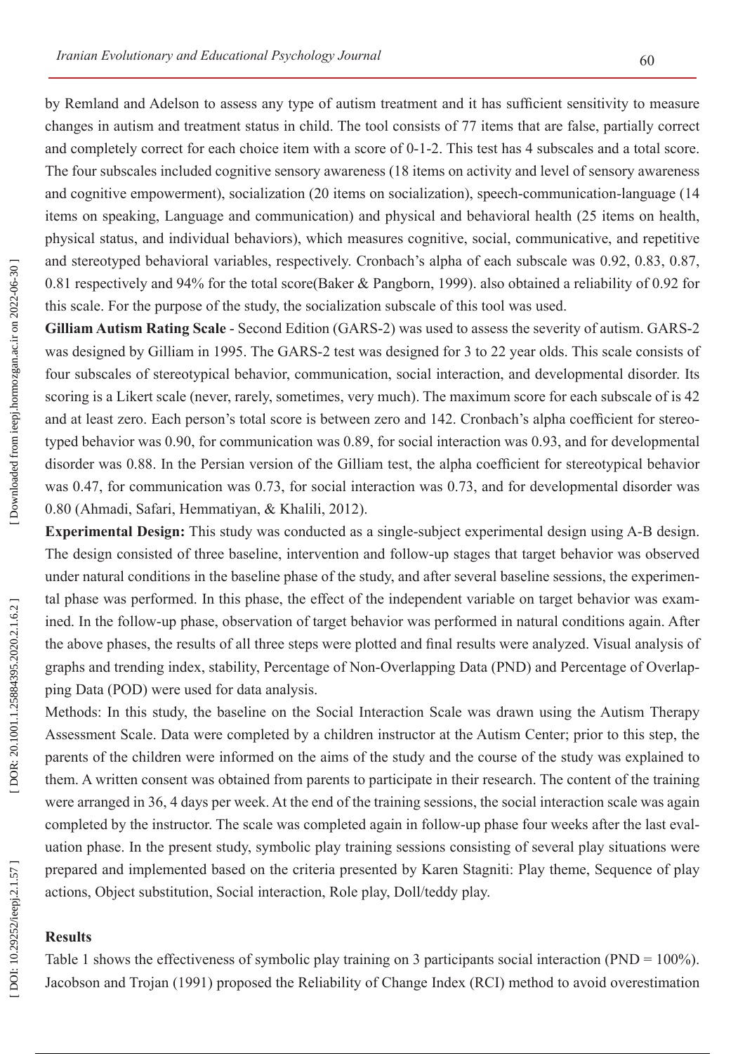by Remland and Adelson to assess any type of autism treatment and it has sufficient sensitivity to measure changes in autism and treatment status in child. The tool consists of 77 items that are false, partially correct and completely correct for each choice item with a score of 0-1-2. This test has 4 subscales and a total score. The four subscales included cognitive sensory awareness (18 items on activity and level of sensory awareness and cognitive empowerment), socialization (20 items on socialization), speech-communication-language (14 items on speaking, Language and communication) and physical and behavioral health (25 items on health, physical status, and individual behaviors), which measures cognitive, social, communicative, and repetitive and stereotyped behavioral variables, respectively. Cronbach's alpha of each subscale was 0.92, 0.83, 0.87, 0.81 respectively and 94% for the total score(Baker & Pangborn, 1999). also obtained a reliability of 0.92 for this scale. For the purpose of the study, the socialization subscale of this tool was used.

**Gilliam Autism Rating Scale** - Second Edition (GARS-2) was used to assess the severity of autism. GARS-2 was designed by Gilliam in 1995. The GARS-2 test was designed for 3 to 22 year olds. This scale consists of four subscales of stereotypical behavior, communication, social interaction, and developmental disorder. Its scoring is a Likert scale (never, rarely, sometimes, very much). The maximum score for each subscale of is 42 and at least zero. Each person's total score is between zero and 142. Cronbach's alpha coefficient for stereotyped behavior was 0.90, for communication was 0.89, for social interaction was 0.93, and for developmental disorder was 0.88. In the Persian version of the Gilliam test, the alpha coefficient for stereotypical behavior was 0.47, for communication was 0.73, for social interaction was 0.73, and for developmental disorder was 0.80 (Ahmadi, Safari, Hemmatiyan, & Khalili, 2012).

**Experimental Design:** This study was conducted as a single-subject experimental design using A-B design. The design consisted of three baseline, intervention and follow-up stages that target behavior was observed under natural conditions in the baseline phase of the study, and after several baseline sessions, the experimental phase was performed. In this phase, the effect of the independent variable on target behavior was examined. In the follow-up phase, observation of target behavior was performed in natural conditions again. After the above phases, the results of all three steps were plotted and final results were analyzed. Visual analysis of graphs and trending index, stability, Percentage of Non-Overlapping Data (PND) and Percentage of Overlapping Data (POD) were used for data analysis.

Methods: In this study, the baseline on the Social Interaction Scale was drawn using the Autism Therapy Assessment Scale. Data were completed by a children instructor at the Autism Center; prior to this step, the parents of the children were informed on the aims of the study and the course of the study was explained to them. A written consent was obtained from parents to participate in their research. The content of the training were arranged in 36, 4 days per week. At the end of the training sessions, the social interaction scale was again completed by the instructor. The scale was completed again in follow-up phase four weeks after the last evaluation phase. In the present study, symbolic play training sessions consisting of several play situations were prepared and implemented based on the criteria presented by Karen Stagniti: Play theme, Sequence of play actions, Object substitution, Social interaction, Role play, Doll/teddy play.

## Results

Table 1 shows the effectiveness of symbolic play training on 3 participants social interaction (PND = 100%). Jacobson and Trojan (1991) proposed the Reliability of Change Index (RCI) method to avoid overestimation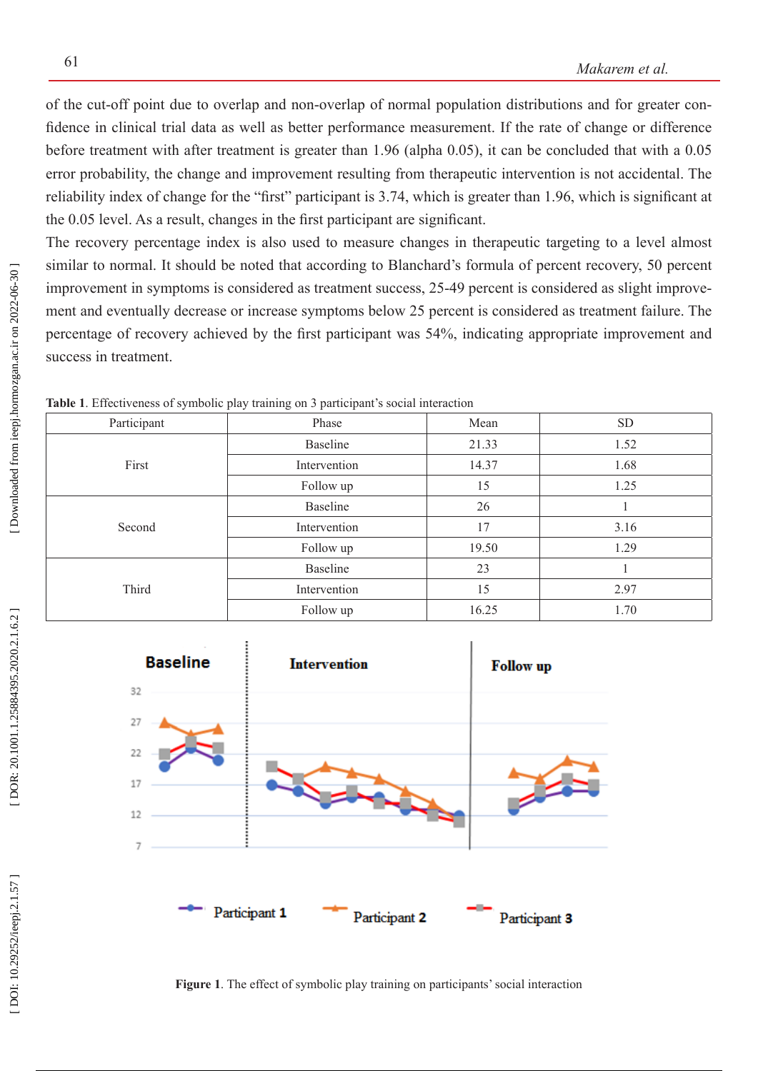of the cut-off point due to overlap and non-overlap of normal population distributions and for greater confidence in clinical trial data as well as better performance measurement. If the rate of change or difference before treatment with after treatment is greater than 1.96 (alpha 0.05), it can be concluded that with a 0.05 error probability, the change and improvement resulting from therapeutic intervention is not accidental. The reliability index of change for the "first" participant is 3.74, which is greater than 1.96, which is significant at the 0.05 level. As a result, changes in the first participant are significant.

The recovery percentage index is also used to measure changes in therapeutic targeting to a level almost similar to normal. It should be noted that according to Blanchard's formula of percent recovery, 50 percent improvement in symptoms is considered as treatment success, 25-49 percent is considered as slight improvement and eventually decrease or increase symptoms below 25 percent is considered as treatment failure. The percentage of recovery achieved by the first participant was 54%, indicating appropriate improvement and success in treatment.

**Table 1**. Effectiveness of symbolic play training on 3 participant's social interaction

| Participant | Phase | Mean | SD |
|---|---|---|---|
| First | Baseline | 21.33 | 1.52 |
| | Intervention | 14.37 | 1.68 |
| | Follow up | 15 | 1.25 |
| Second | Baseline | 26 | 1 |
| | Intervention | 17 | 3.16 |
| | Follow up | 19.50 | 1.29 |
| Third | Baseline | 23 | 1 |
| | Intervention | 15 | 2.97 |
| | Follow up | 16.25 | 1.70 |

**Figure 1**. The effect of symbolic play training on participants' social interaction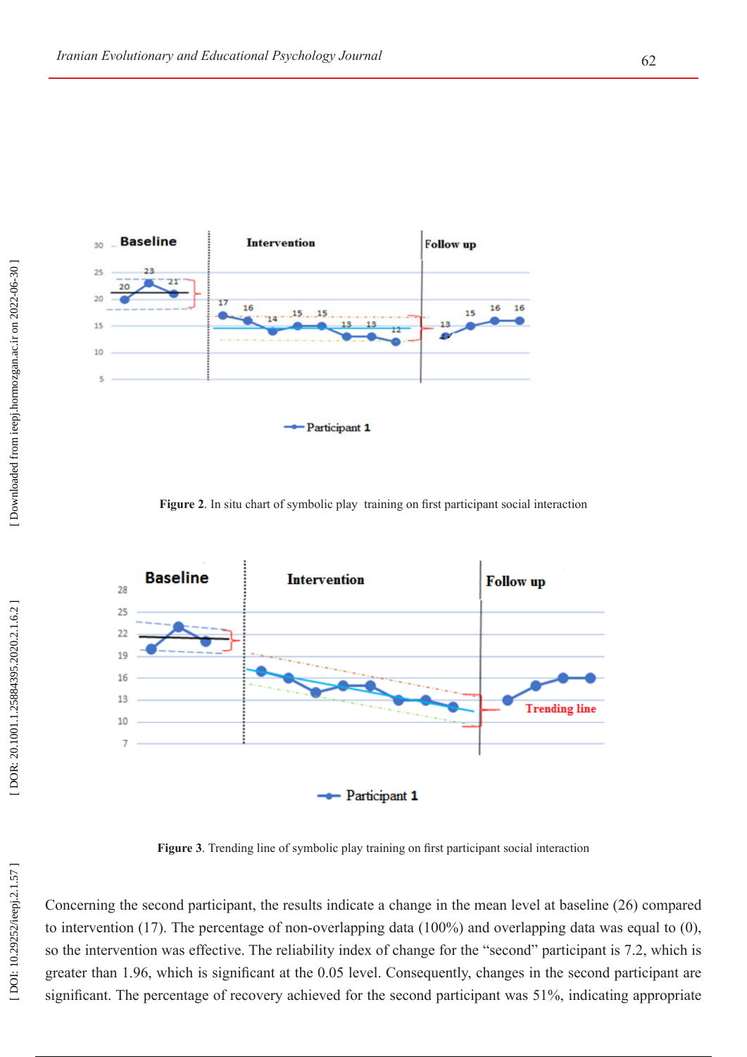Figure 2. In situ chart of symbolic play  training on first participant social interaction

Figure 3. Trending line of symbolic play training on first participant social interaction

Concerning the second participant, the results indicate a change in the mean level at baseline (26) compared to intervention (17). The percentage of non-overlapping data (100%) and overlapping data was equal to (0), so the intervention was effective. The reliability index of change for the "second" participant is 7.2, which is greater than 1.96, which is significant at the 0.05 level. Consequently, changes in the second participant are significant. The percentage of recovery achieved for the second participant was 51%, indicating appropriate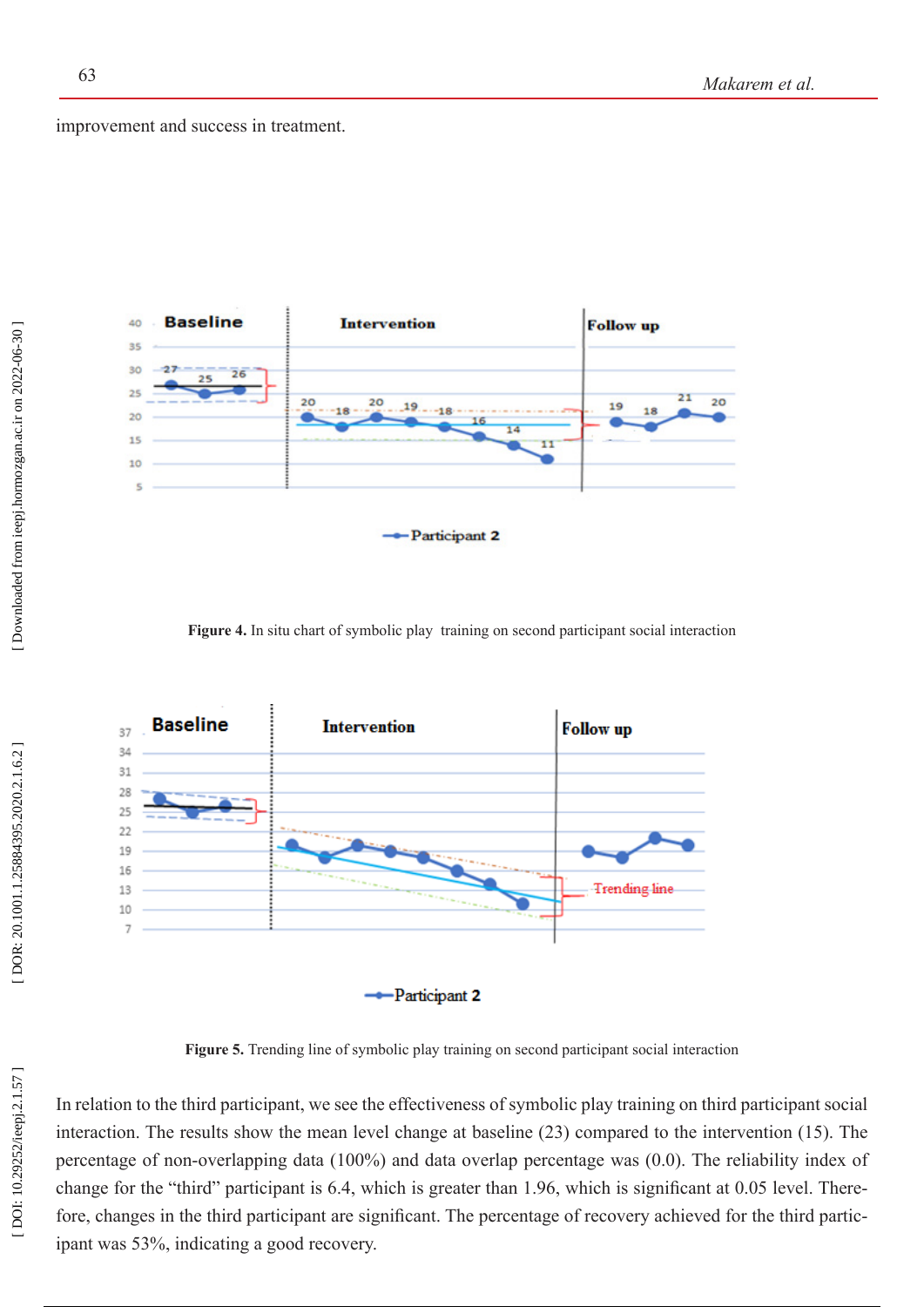improvement and success in treatment.

**Figure 4.** In situ chart of symbolic play training on second participant social interaction

**Figure 5.** Trending line of symbolic play training on second participant social interaction

In relation to the third participant, we see the effectiveness of symbolic play training on third participant social interaction. The results show the mean level change at baseline (23) compared to the intervention (15). The percentage of non-overlapping data (100%) and data overlap percentage was (0.0). The reliability index of change for the "third" participant is 6.4, which is greater than 1.96, which is significant at 0.05 level. Therefore, changes in the third participant are significant. The percentage of recovery achieved for the third participant was 53%, indicating a good recovery.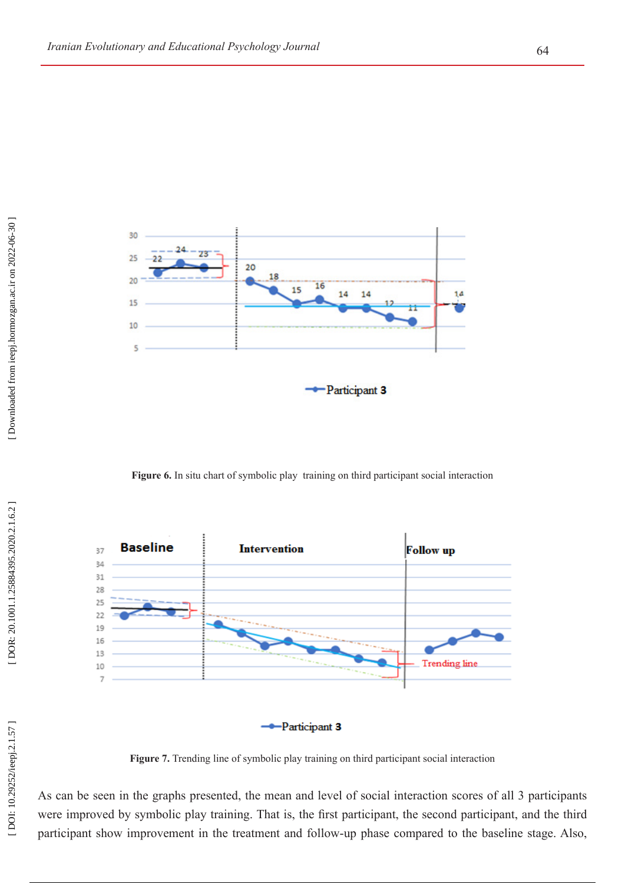Figure 6. In situ chart of symbolic play training on third participant social interaction

Figure 7. Trending line of symbolic play training on third participant social interaction

As can be seen in the graphs presented, the mean and level of social interaction scores of all 3 participants were improved by symbolic play training. That is, the first participant, the second participant, and the third participant show improvement in the treatment and follow-up phase compared to the baseline stage. Also,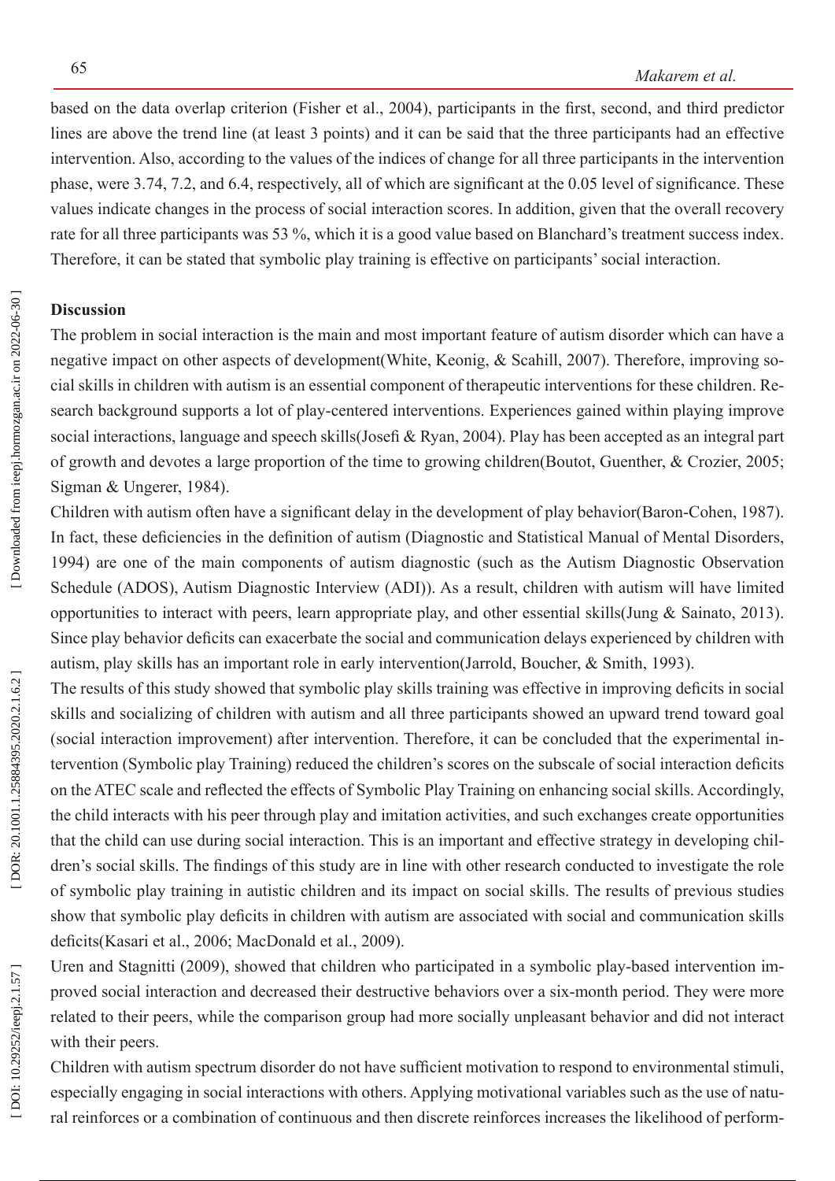based on the data overlap criterion (Fisher et al., 2004), participants in the first, second, and third predictor lines are above the trend line (at least 3 points) and it can be said that the three participants had an effective intervention. Also, according to the values of the indices of change for all three participants in the intervention phase, were 3.74, 7.2, and 6.4, respectively, all of which are significant at the 0.05 level of significance. These values indicate changes in the process of social interaction scores. In addition, given that the overall recovery rate for all three participants was 53 %, which it is a good value based on Blanchard's treatment success index. Therefore, it can be stated that symbolic play training is effective on participants' social interaction.

## Discussion

The problem in social interaction is the main and most important feature of autism disorder which can have a negative impact on other aspects of development(White, Keonig, & Scahill, 2007). Therefore, improving social skills in children with autism is an essential component of therapeutic interventions for these children. Research background supports a lot of play-centered interventions. Experiences gained within playing improve social interactions, language and speech skills(Josefi & Ryan, 2004). Play has been accepted as an integral part of growth and devotes a large proportion of the time to growing children(Boutot, Guenther, & Crozier, 2005; Sigman & Ungerer, 1984).

Children with autism often have a significant delay in the development of play behavior(Baron-Cohen, 1987). In fact, these deficiencies in the definition of autism (Diagnostic and Statistical Manual of Mental Disorders, 1994) are one of the main components of autism diagnostic (such as the Autism Diagnostic Observation Schedule (ADOS), Autism Diagnostic Interview (ADI)). As a result, children with autism will have limited opportunities to interact with peers, learn appropriate play, and other essential skills(Jung & Sainato, 2013). Since play behavior deficits can exacerbate the social and communication delays experienced by children with autism, play skills has an important role in early intervention(Jarrold, Boucher, & Smith, 1993).

The results of this study showed that symbolic play skills training was effective in improving deficits in social skills and socializing of children with autism and all three participants showed an upward trend toward goal (social interaction improvement) after intervention. Therefore, it can be concluded that the experimental intervention (Symbolic play Training) reduced the children's scores on the subscale of social interaction deficits on the ATEC scale and reflected the effects of Symbolic Play Training on enhancing social skills. Accordingly, the child interacts with his peer through play and imitation activities, and such exchanges create opportunities that the child can use during social interaction. This is an important and effective strategy in developing children's social skills. The findings of this study are in line with other research conducted to investigate the role of symbolic play training in autistic children and its impact on social skills. The results of previous studies show that symbolic play deficits in children with autism are associated with social and communication skills deficits(Kasari et al., 2006; MacDonald et al., 2009).

Uren and Stagnitti (2009), showed that children who participated in a symbolic play-based intervention improved social interaction and decreased their destructive behaviors over a six-month period. They were more related to their peers, while the comparison group had more socially unpleasant behavior and did not interact with their peers.

Children with autism spectrum disorder do not have sufficient motivation to respond to environmental stimuli, especially engaging in social interactions with others. Applying motivational variables such as the use of natural reinforces or a combination of continuous and then discrete reinforces increases the likelihood of perform-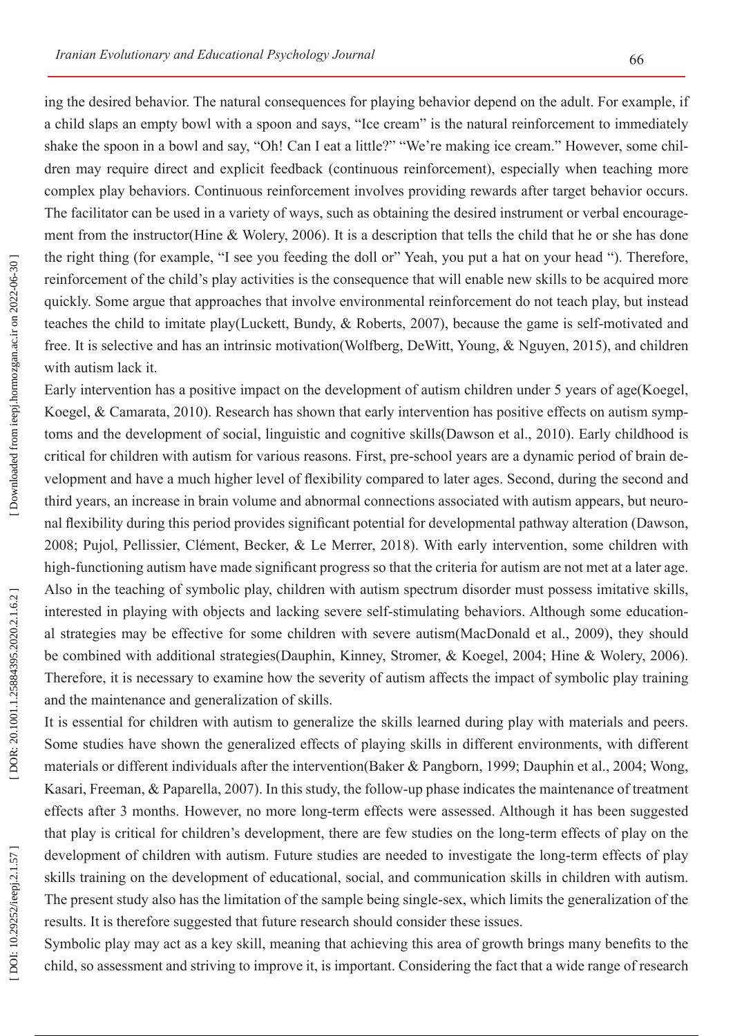ing the desired behavior. The natural consequences for playing behavior depend on the adult. For example, if a child slaps an empty bowl with a spoon and says, "Ice cream" is the natural reinforcement to immediately shake the spoon in a bowl and say, "Oh! Can I eat a little?" "We're making ice cream." However, some children may require direct and explicit feedback (continuous reinforcement), especially when teaching more complex play behaviors. Continuous reinforcement involves providing rewards after target behavior occurs. The facilitator can be used in a variety of ways, such as obtaining the desired instrument or verbal encouragement from the instructor(Hine & Wolery, 2006). It is a description that tells the child that he or she has done the right thing (for example, "I see you feeding the doll or" Yeah, you put a hat on your head "). Therefore, reinforcement of the child's play activities is the consequence that will enable new skills to be acquired more quickly. Some argue that approaches that involve environmental reinforcement do not teach play, but instead teaches the child to imitate play(Luckett, Bundy, & Roberts, 2007), because the game is self-motivated and free. It is selective and has an intrinsic motivation(Wolfberg, DeWitt, Young, & Nguyen, 2015), and children with autism lack it.

Early intervention has a positive impact on the development of autism children under 5 years of age(Koegel, Koegel, & Camarata, 2010). Research has shown that early intervention has positive effects on autism symptoms and the development of social, linguistic and cognitive skills(Dawson et al., 2010). Early childhood is critical for children with autism for various reasons. First, pre-school years are a dynamic period of brain development and have a much higher level of flexibility compared to later ages. Second, during the second and third years, an increase in brain volume and abnormal connections associated with autism appears, but neuronal flexibility during this period provides significant potential for developmental pathway alteration (Dawson, 2008; Pujol, Pellissier, Clément, Becker, & Le Merrer, 2018). With early intervention, some children with high-functioning autism have made significant progress so that the criteria for autism are not met at a later age. Also in the teaching of symbolic play, children with autism spectrum disorder must possess imitative skills, interested in playing with objects and lacking severe self-stimulating behaviors. Although some educational strategies may be effective for some children with severe autism(MacDonald et al., 2009), they should be combined with additional strategies(Dauphin, Kinney, Stromer, & Koegel, 2004; Hine & Wolery, 2006). Therefore, it is necessary to examine how the severity of autism affects the impact of symbolic play training and the maintenance and generalization of skills.

It is essential for children with autism to generalize the skills learned during play with materials and peers. Some studies have shown the generalized effects of playing skills in different environments, with different materials or different individuals after the intervention(Baker & Pangborn, 1999; Dauphin et al., 2004; Wong, Kasari, Freeman, & Paparella, 2007). In this study, the follow-up phase indicates the maintenance of treatment effects after 3 months. However, no more long-term effects were assessed. Although it has been suggested that play is critical for children's development, there are few studies on the long-term effects of play on the development of children with autism. Future studies are needed to investigate the long-term effects of play skills training on the development of educational, social, and communication skills in children with autism. The present study also has the limitation of the sample being single-sex, which limits the generalization of the results. It is therefore suggested that future research should consider these issues.

Symbolic play may act as a key skill, meaning that achieving this area of growth brings many benefits to the child, so assessment and striving to improve it, is important. Considering the fact that a wide range of research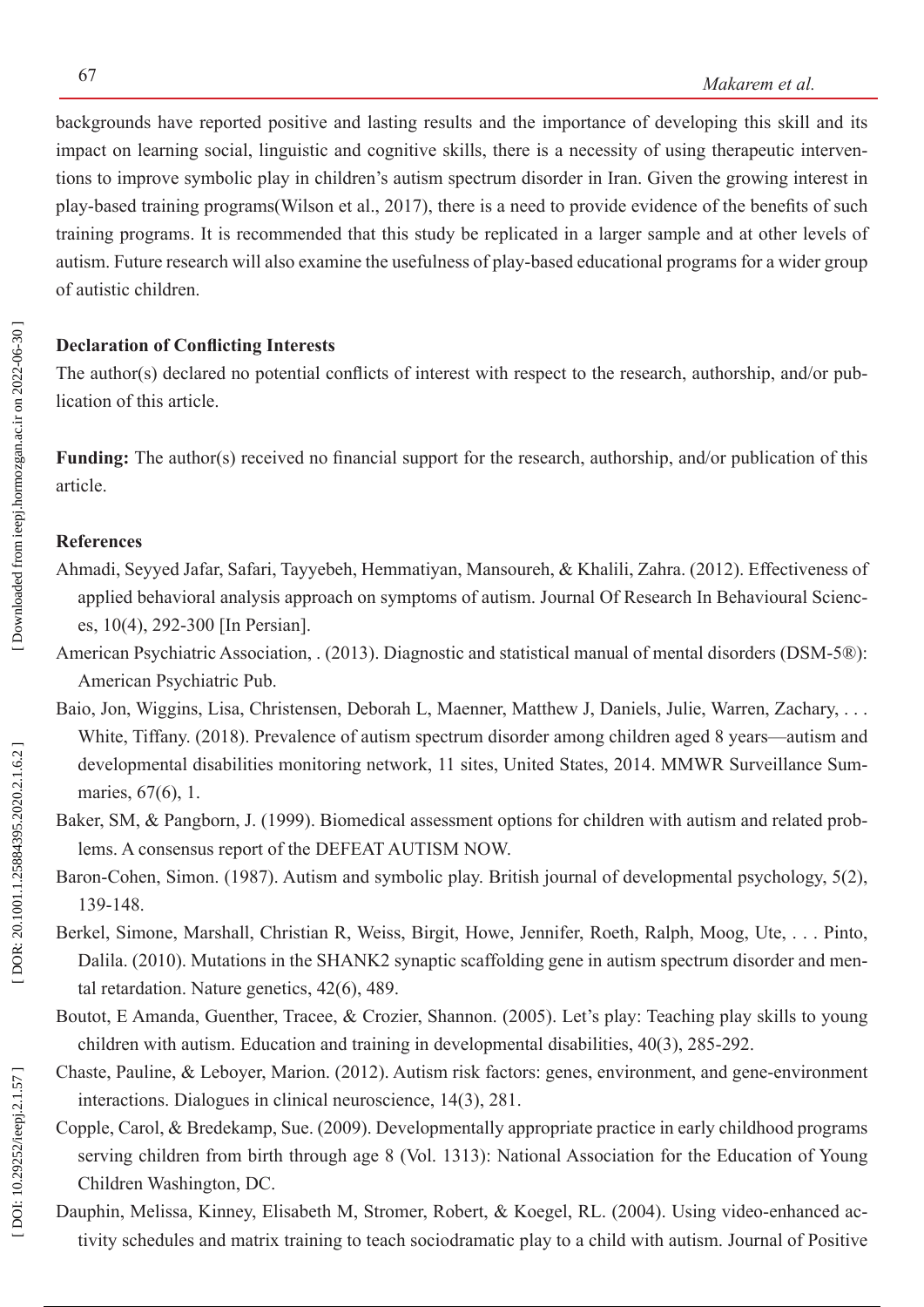backgrounds have reported positive and lasting results and the importance of developing this skill and its impact on learning social, linguistic and cognitive skills, there is a necessity of using therapeutic interventions to improve symbolic play in children's autism spectrum disorder in Iran. Given the growing interest in play-based training programs(Wilson et al., 2017), there is a need to provide evidence of the benefits of such training programs. It is recommended that this study be replicated in a larger sample and at other levels of autism. Future research will also examine the usefulness of play-based educational programs for a wider group of autistic children.

**Declaration of Conflicting Interests**

The author(s) declared no potential conflicts of interest with respect to the research, authorship, and/or publication of this article.

**Funding:** The author(s) received no financial support for the research, authorship, and/or publication of this article.

**References**

Ahmadi, Seyyed Jafar, Safari, Tayyebeh, Hemmatiyan, Mansoureh, & Khalili, Zahra. (2012). Effectiveness of applied behavioral analysis approach on symptoms of autism. Journal Of Research In Behavioural Sciences, 10(4), 292-300 [In Persian].

American Psychiatric Association, . (2013). Diagnostic and statistical manual of mental disorders (DSM-5®): American Psychiatric Pub.

Baio, Jon, Wiggins, Lisa, Christensen, Deborah L, Maenner, Matthew J, Daniels, Julie, Warren, Zachary, . . . White, Tiffany. (2018). Prevalence of autism spectrum disorder among children aged 8 years—autism and developmental disabilities monitoring network, 11 sites, United States, 2014. MMWR Surveillance Summaries, 67(6), 1.

Baker, SM, & Pangborn, J. (1999). Biomedical assessment options for children with autism and related problems. A consensus report of the DEFEAT AUTISM NOW.

Baron-Cohen, Simon. (1987). Autism and symbolic play. British journal of developmental psychology, 5(2), 139-148.

Berkel, Simone, Marshall, Christian R, Weiss, Birgit, Howe, Jennifer, Roeth, Ralph, Moog, Ute, . . . Pinto, Dalila. (2010). Mutations in the SHANK2 synaptic scaffolding gene in autism spectrum disorder and mental retardation. Nature genetics, 42(6), 489.

Boutot, E Amanda, Guenther, Tracee, & Crozier, Shannon. (2005). Let's play: Teaching play skills to young children with autism. Education and training in developmental disabilities, 40(3), 285-292.

Chaste, Pauline, & Leboyer, Marion. (2012). Autism risk factors: genes, environment, and gene-environment interactions. Dialogues in clinical neuroscience, 14(3), 281.

Copple, Carol, & Bredekamp, Sue. (2009). Developmentally appropriate practice in early childhood programs serving children from birth through age 8 (Vol. 1313): National Association for the Education of Young Children Washington, DC.

Dauphin, Melissa, Kinney, Elisabeth M, Stromer, Robert, & Koegel, RL. (2004). Using video-enhanced activity schedules and matrix training to teach sociodramatic play to a child with autism. Journal of Positive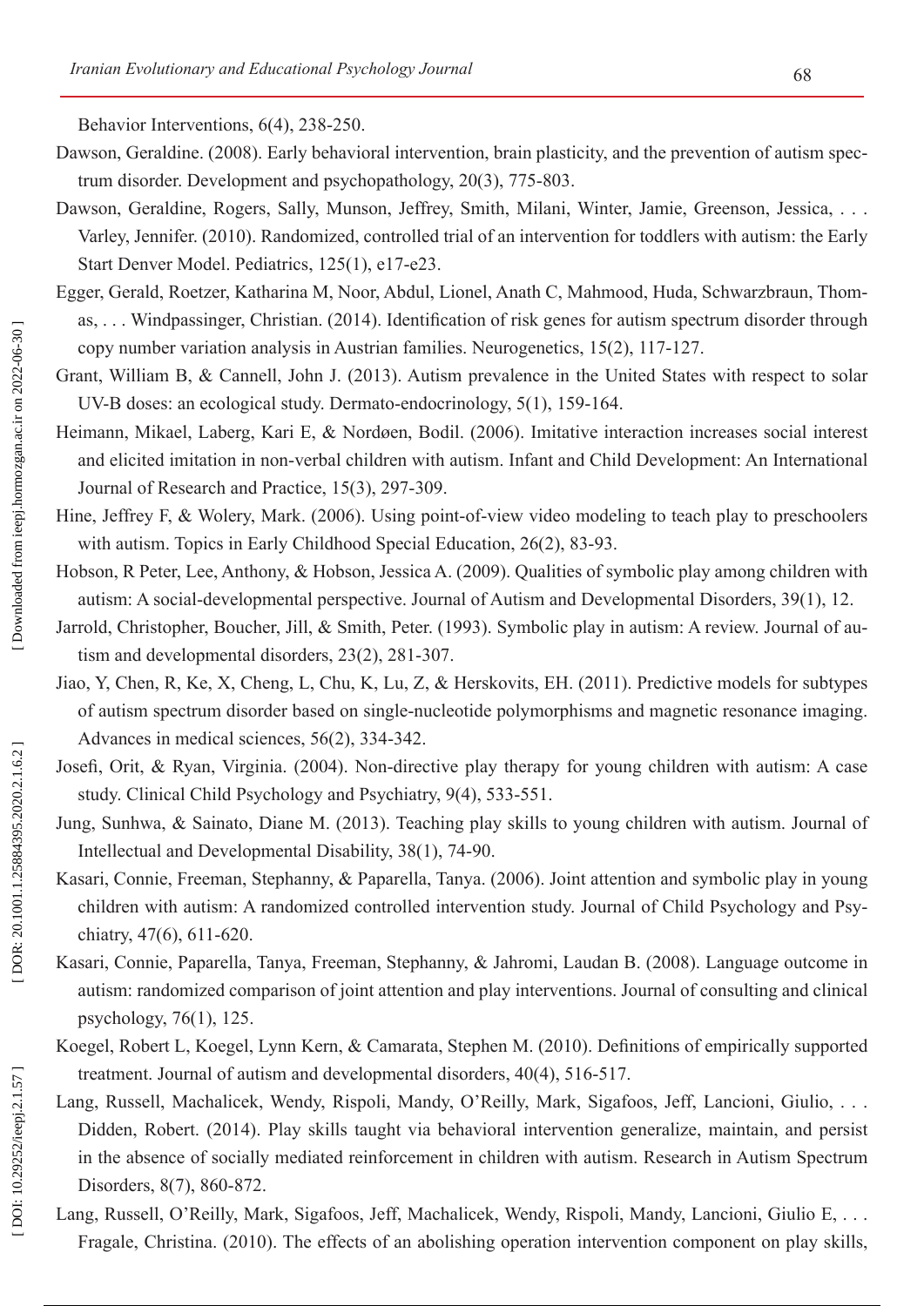Behavior Interventions, 6(4), 238-250.

Dawson, Geraldine. (2008). Early behavioral intervention, brain plasticity, and the prevention of autism spectrum disorder. Development and psychopathology, 20(3), 775-803.

Dawson, Geraldine, Rogers, Sally, Munson, Jeffrey, Smith, Milani, Winter, Jamie, Greenson, Jessica, . . . Varley, Jennifer. (2010). Randomized, controlled trial of an intervention for toddlers with autism: the Early Start Denver Model. Pediatrics, 125(1), e17-e23.

Egger, Gerald, Roetzer, Katharina M, Noor, Abdul, Lionel, Anath C, Mahmood, Huda, Schwarzbraun, Thomas, . . . Windpassinger, Christian. (2014). Identification of risk genes for autism spectrum disorder through copy number variation analysis in Austrian families. Neurogenetics, 15(2), 117-127.

Grant, William B, & Cannell, John J. (2013). Autism prevalence in the United States with respect to solar UV-B doses: an ecological study. Dermato-endocrinology, 5(1), 159-164.

Heimann, Mikael, Laberg, Kari E, & Nordøen, Bodil. (2006). Imitative interaction increases social interest and elicited imitation in non-verbal children with autism. Infant and Child Development: An International Journal of Research and Practice, 15(3), 297-309.

Hine, Jeffrey F, & Wolery, Mark. (2006). Using point-of-view video modeling to teach play to preschoolers with autism. Topics in Early Childhood Special Education, 26(2), 83-93.

Hobson, R Peter, Lee, Anthony, & Hobson, Jessica A. (2009). Qualities of symbolic play among children with autism: A social-developmental perspective. Journal of Autism and Developmental Disorders, 39(1), 12.

Jarrold, Christopher, Boucher, Jill, & Smith, Peter. (1993). Symbolic play in autism: A review. Journal of autism and developmental disorders, 23(2), 281-307.

Jiao, Y, Chen, R, Ke, X, Cheng, L, Chu, K, Lu, Z, & Herskovits, EH. (2011). Predictive models for subtypes of autism spectrum disorder based on single-nucleotide polymorphisms and magnetic resonance imaging. Advances in medical sciences, 56(2), 334-342.

Josefi, Orit, & Ryan, Virginia. (2004). Non-directive play therapy for young children with autism: A case study. Clinical Child Psychology and Psychiatry, 9(4), 533-551.

Jung, Sunhwa, & Sainato, Diane M. (2013). Teaching play skills to young children with autism. Journal of Intellectual and Developmental Disability, 38(1), 74-90.

Kasari, Connie, Freeman, Stephanny, & Paparella, Tanya. (2006). Joint attention and symbolic play in young children with autism: A randomized controlled intervention study. Journal of Child Psychology and Psychiatry, 47(6), 611-620.

Kasari, Connie, Paparella, Tanya, Freeman, Stephanny, & Jahromi, Laudan B. (2008). Language outcome in autism: randomized comparison of joint attention and play interventions. Journal of consulting and clinical psychology, 76(1), 125.

Koegel, Robert L, Koegel, Lynn Kern, & Camarata, Stephen M. (2010). Definitions of empirically supported treatment. Journal of autism and developmental disorders, 40(4), 516-517.

Lang, Russell, Machalicek, Wendy, Rispoli, Mandy, O'Reilly, Mark, Sigafoos, Jeff, Lancioni, Giulio, . . . Didden, Robert. (2014). Play skills taught via behavioral intervention generalize, maintain, and persist in the absence of socially mediated reinforcement in children with autism. Research in Autism Spectrum Disorders, 8(7), 860-872.

Lang, Russell, O'Reilly, Mark, Sigafoos, Jeff, Machalicek, Wendy, Rispoli, Mandy, Lancioni, Giulio E, . . . Fragale, Christina. (2010). The effects of an abolishing operation intervention component on play skills,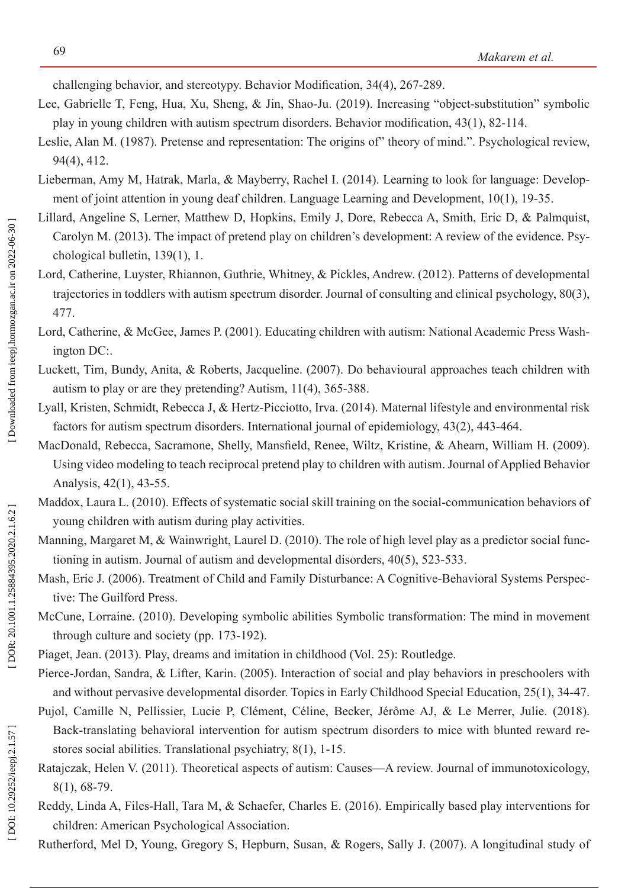challenging behavior, and stereotypy. Behavior Modification, 34(4), 267-289.

Lee, Gabrielle T, Feng, Hua, Xu, Sheng, & Jin, Shao-Ju. (2019). Increasing "object-substitution" symbolic play in young children with autism spectrum disorders. Behavior modification, 43(1), 82-114.

Leslie, Alan M. (1987). Pretense and representation: The origins of" theory of mind.". Psychological review, 94(4), 412.

Lieberman, Amy M, Hatrak, Marla, & Mayberry, Rachel I. (2014). Learning to look for language: Development of joint attention in young deaf children. Language Learning and Development, 10(1), 19-35.

Lillard, Angeline S, Lerner, Matthew D, Hopkins, Emily J, Dore, Rebecca A, Smith, Eric D, & Palmquist, Carolyn M. (2013). The impact of pretend play on children's development: A review of the evidence. Psychological bulletin, 139(1), 1.

Lord, Catherine, Luyster, Rhiannon, Guthrie, Whitney, & Pickles, Andrew. (2012). Patterns of developmental trajectories in toddlers with autism spectrum disorder. Journal of consulting and clinical psychology, 80(3), 477.

Lord, Catherine, & McGee, James P. (2001). Educating children with autism: National Academic Press Washington DC:.

Luckett, Tim, Bundy, Anita, & Roberts, Jacqueline. (2007). Do behavioural approaches teach children with autism to play or are they pretending? Autism, 11(4), 365-388.

Lyall, Kristen, Schmidt, Rebecca J, & Hertz-Picciotto, Irva. (2014). Maternal lifestyle and environmental risk factors for autism spectrum disorders. International journal of epidemiology, 43(2), 443-464.

MacDonald, Rebecca, Sacramone, Shelly, Mansfield, Renee, Wiltz, Kristine, & Ahearn, William H. (2009). Using video modeling to teach reciprocal pretend play to children with autism. Journal of Applied Behavior Analysis, 42(1), 43-55.

Maddox, Laura L. (2010). Effects of systematic social skill training on the social-communication behaviors of young children with autism during play activities.

Manning, Margaret M, & Wainwright, Laurel D. (2010). The role of high level play as a predictor social functioning in autism. Journal of autism and developmental disorders, 40(5), 523-533.

Mash, Eric J. (2006). Treatment of Child and Family Disturbance: A Cognitive-Behavioral Systems Perspective: The Guilford Press.

McCune, Lorraine. (2010). Developing symbolic abilities Symbolic transformation: The mind in movement through culture and society (pp. 173-192).

Piaget, Jean. (2013). Play, dreams and imitation in childhood (Vol. 25): Routledge.

Pierce-Jordan, Sandra, & Lifter, Karin. (2005). Interaction of social and play behaviors in preschoolers with and without pervasive developmental disorder. Topics in Early Childhood Special Education, 25(1), 34-47.

Pujol, Camille N, Pellissier, Lucie P, Clément, Céline, Becker, Jérôme AJ, & Le Merrer, Julie. (2018). Back-translating behavioral intervention for autism spectrum disorders to mice with blunted reward restores social abilities. Translational psychiatry, 8(1), 1-15.

Ratajczak, Helen V. (2011). Theoretical aspects of autism: Causes—A review. Journal of immunotoxicology, 8(1), 68-79.

Reddy, Linda A, Files-Hall, Tara M, & Schaefer, Charles E. (2016). Empirically based play interventions for children: American Psychological Association.

Rutherford, Mel D, Young, Gregory S, Hepburn, Susan, & Rogers, Sally J. (2007). A longitudinal study of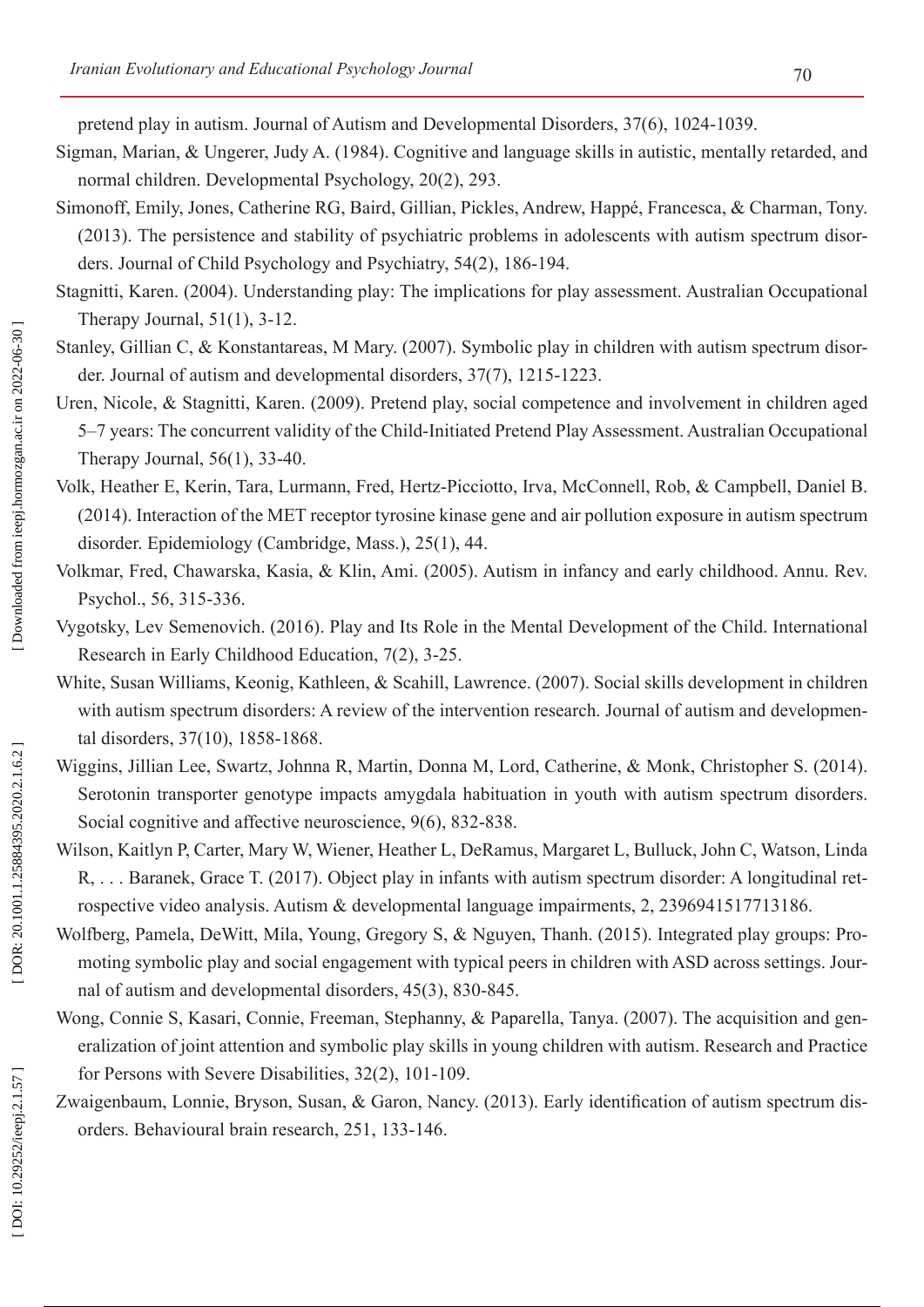pretend play in autism. Journal of Autism and Developmental Disorders, 37(6), 1024-1039.

Sigman, Marian, & Ungerer, Judy A. (1984). Cognitive and language skills in autistic, mentally retarded, and normal children. Developmental Psychology, 20(2), 293.

Simonoff, Emily, Jones, Catherine RG, Baird, Gillian, Pickles, Andrew, Happé, Francesca, & Charman, Tony. (2013). The persistence and stability of psychiatric problems in adolescents with autism spectrum disorders. Journal of Child Psychology and Psychiatry, 54(2), 186-194.

Stagnitti, Karen. (2004). Understanding play: The implications for play assessment. Australian Occupational Therapy Journal, 51(1), 3-12.

Stanley, Gillian C, & Konstantareas, M Mary. (2007). Symbolic play in children with autism spectrum disorder. Journal of autism and developmental disorders, 37(7), 1215-1223.

Uren, Nicole, & Stagnitti, Karen. (2009). Pretend play, social competence and involvement in children aged 5–7 years: The concurrent validity of the Child-Initiated Pretend Play Assessment. Australian Occupational Therapy Journal, 56(1), 33-40.

Volk, Heather E, Kerin, Tara, Lurmann, Fred, Hertz-Picciotto, Irva, McConnell, Rob, & Campbell, Daniel B. (2014). Interaction of the MET receptor tyrosine kinase gene and air pollution exposure in autism spectrum disorder. Epidemiology (Cambridge, Mass.), 25(1), 44.

Volkmar, Fred, Chawarska, Kasia, & Klin, Ami. (2005). Autism in infancy and early childhood. Annu. Rev. Psychol., 56, 315-336.

Vygotsky, Lev Semenovich. (2016). Play and Its Role in the Mental Development of the Child. International Research in Early Childhood Education, 7(2), 3-25.

White, Susan Williams, Keonig, Kathleen, & Scahill, Lawrence. (2007). Social skills development in children with autism spectrum disorders: A review of the intervention research. Journal of autism and developmental disorders, 37(10), 1858-1868.

Wiggins, Jillian Lee, Swartz, Johnna R, Martin, Donna M, Lord, Catherine, & Monk, Christopher S. (2014). Serotonin transporter genotype impacts amygdala habituation in youth with autism spectrum disorders. Social cognitive and affective neuroscience, 9(6), 832-838.

Wilson, Kaitlyn P, Carter, Mary W, Wiener, Heather L, DeRamus, Margaret L, Bulluck, John C, Watson, Linda R, . . . Baranek, Grace T. (2017). Object play in infants with autism spectrum disorder: A longitudinal retrospective video analysis. Autism & developmental language impairments, 2, 2396941517713186.

Wolfberg, Pamela, DeWitt, Mila, Young, Gregory S, & Nguyen, Thanh. (2015). Integrated play groups: Promoting symbolic play and social engagement with typical peers in children with ASD across settings. Journal of autism and developmental disorders, 45(3), 830-845.

Wong, Connie S, Kasari, Connie, Freeman, Stephanny, & Paparella, Tanya. (2007). The acquisition and generalization of joint attention and symbolic play skills in young children with autism. Research and Practice for Persons with Severe Disabilities, 32(2), 101-109.

Zwaigenbaum, Lonnie, Bryson, Susan, & Garon, Nancy. (2013). Early identification of autism spectrum disorders. Behavioural brain research, 251, 133-146.